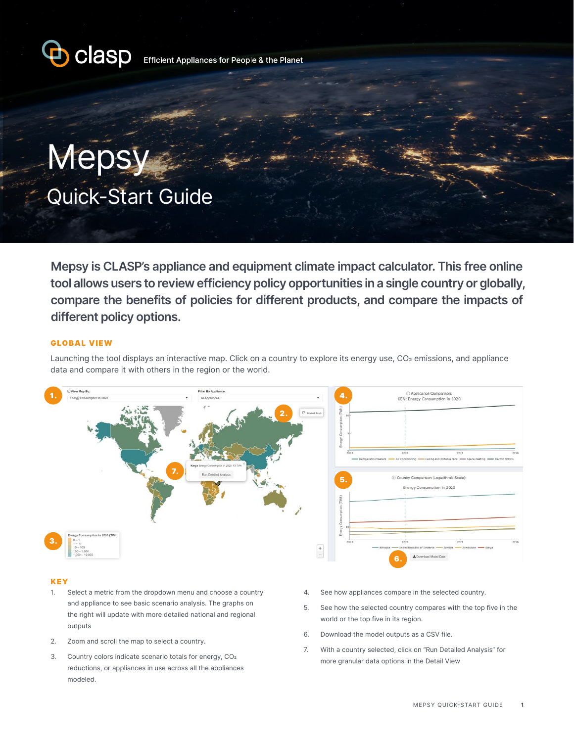clasp — Efficient Appliances for People & the Planet

# Mepsy

## Quick-Start Guide

**Mepsy is CLASP's appliance and equipment climate impact calculator. This free online tool allows users to review efficiency policy opportunities in a single country or globally, compare the benefits of policies for different products, and compare the impacts of different policy options.**

### GLOBAL VIEW

Launching the tool displays an interactive map. Click on a country to explore its energy use, $CO_2$ emissions, and appliance data and compare it with others in the region or the world.

### KEY

1. Select a metric from the dropdown menu and choose a country and appliance to see basic scenario analysis. The graphs on the right will update with more detailed national and regional outputs
2. Zoom and scroll the map to select a country.
3. Country colors indicate scenario totals for energy, $CO_2$ reductions, or appliances in use across all the appliances modeled.
4. See how appliances compare in the selected country.
5. See how the selected country compares with the top five in the world or the top five in its region.
6. Download the model outputs as a CSV file.
7. With a country selected, click on "Run Detailed Analysis" for more granular data options in the Detail View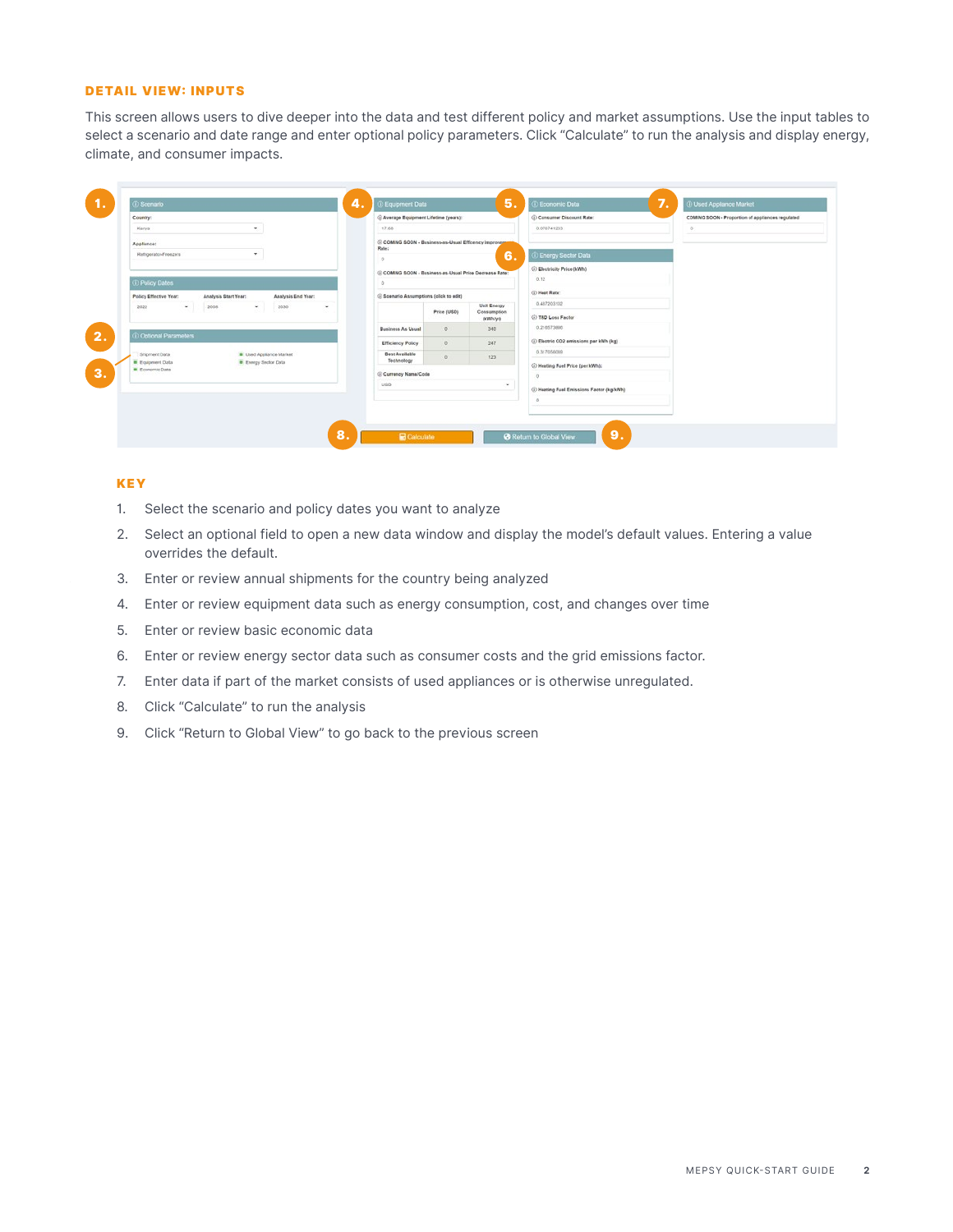## DETAIL VIEW: INPUTS

This screen allows users to dive deeper into the data and test different policy and market assumptions. Use the input tables to select a scenario and date range and enter optional policy parameters. Click "Calculate" to run the analysis and display energy, climate, and consumer impacts.

### KEY

1. Select the scenario and policy dates you want to analyze
2. Select an optional field to open a new data window and display the model's default values. Entering a value overrides the default.
3. Enter or review annual shipments for the country being analyzed
4. Enter or review equipment data such as energy consumption, cost, and changes over time
5. Enter or review basic economic data
6. Enter or review energy sector data such as consumer costs and the grid emissions factor.
7. Enter data if part of the market consists of used appliances or is otherwise unregulated.
8. Click "Calculate" to run the analysis
9. Click "Return to Global View" to go back to the previous screen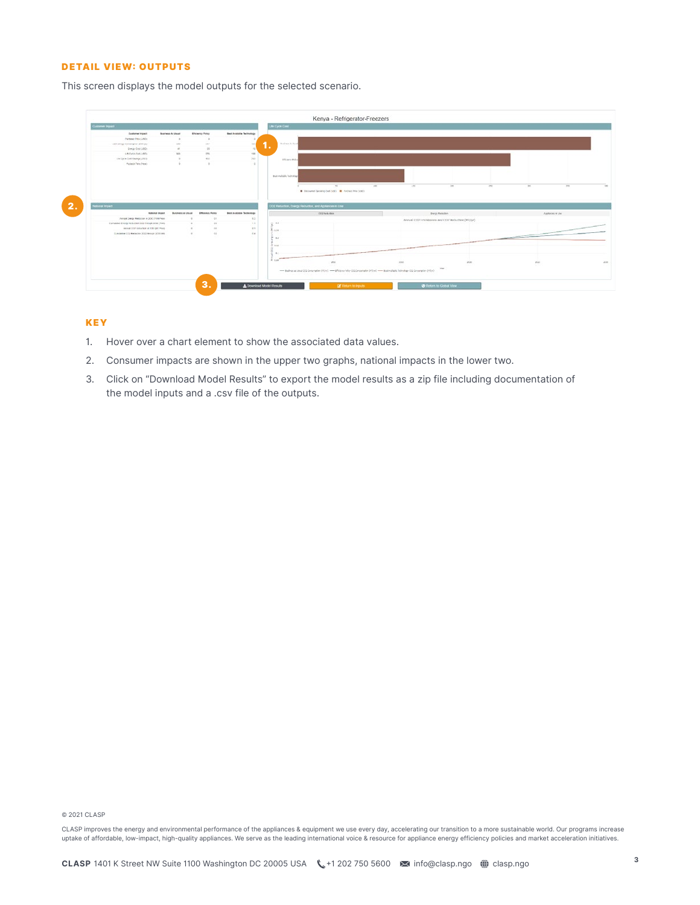## DETAIL VIEW: OUTPUTS

This screen displays the model outputs for the selected scenario.

Kenya - Refrigerator-Freezers

1.

2.

3.

## KEY

1. Hover over a chart element to show the associated data values.
2. Consumer impacts are shown in the upper two graphs, national impacts in the lower two.
3. Click on "Download Model Results" to export the model results as a zip file including documentation of the model inputs and a .csv file of the outputs.

© 2021 CLASP

CLASP improves the energy and environmental performance of the appliances & equipment we use every day, accelerating our transition to a more sustainable world. Our programs increase uptake of affordable, low-impact, high-quality appliances. We serve as the leading international voice & resource for appliance energy efficiency policies and market acceleration initiatives.

**CLASP** 1401 K Street NW Suite 1100 Washington DC 20005 USA +1 202 750 5600 info@clasp.ngo clasp.ngo